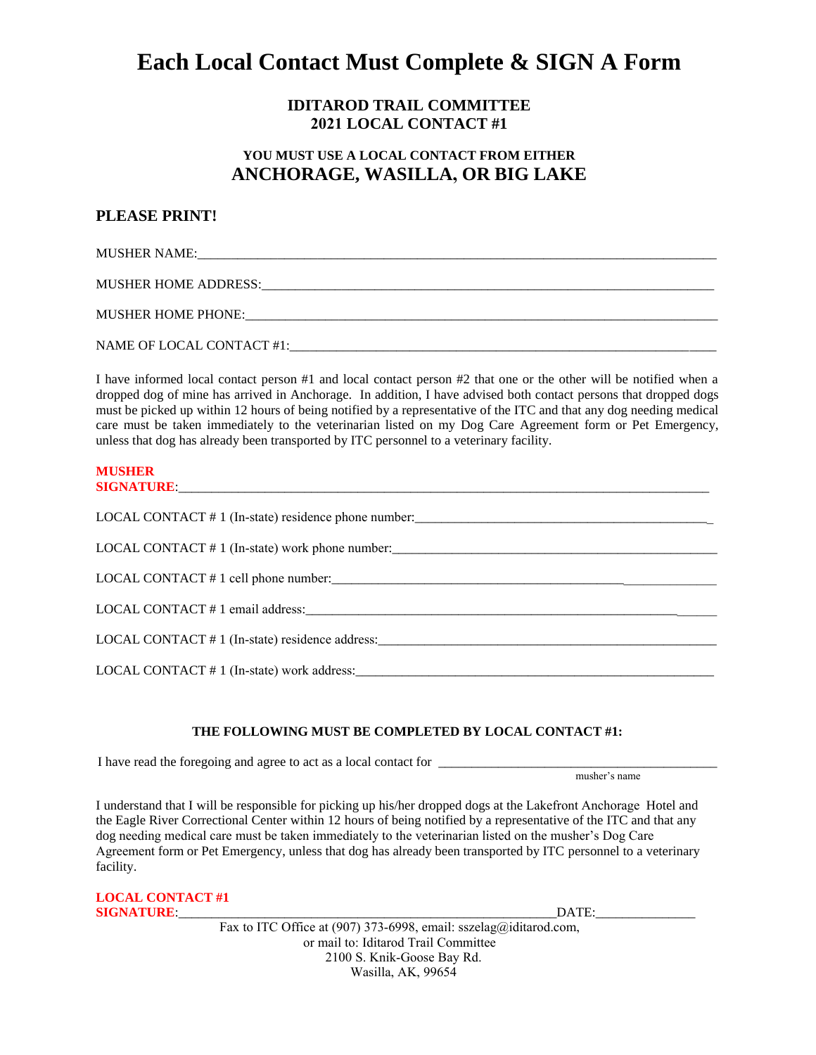# Each Local Contact Must Complete & SIGN A Form

### IDITAROD TRAIL COMMITTEE
### 2021 LOCAL CONTACT #1

### YOU MUST USE A LOCAL CONTACT FROM EITHER
## ANCHORAGE, WASILLA, OR BIG LAKE

### PLEASE PRINT!

MUSHER NAME:_______________________________________________________________________________

MUSHER HOME ADDRESS:_______________________________________________________________________

MUSHER HOME PHONE:_________________________________________________________________________

NAME OF LOCAL CONTACT #1:___________________________________________________________________

I have informed local contact person #1 and local contact person #2 that one or the other will be notified when a dropped dog of mine has arrived in Anchorage. In addition, I have advised both contact persons that dropped dogs must be picked up within 12 hours of being notified by a representative of the ITC and that any dog needing medical care must be taken immediately to the veterinarian listed on my Dog Care Agreement form or Pet Emergency, unless that dog has already been transported by ITC personnel to a veterinary facility.

**MUSHER SIGNATURE**:___________________________________________________________________________

LOCAL CONTACT # 1 (In-state) residence phone number:_____________________________________________

LOCAL CONTACT # 1 (In-state) work phone number:_________________________________________________

LOCAL CONTACT # 1 cell phone number:____________________________________________________________

LOCAL CONTACT # 1 email address:_______________________________________________________________

LOCAL CONTACT # 1 (In-state) residence address:__________________________________________________

LOCAL CONTACT # 1 (In-state) work address:_____________________________________________________

**THE FOLLOWING MUST BE COMPLETED BY LOCAL CONTACT #1:**

I have read the foregoing and agree to act as a local contact for ___________________________________
musher's name

I understand that I will be responsible for picking up his/her dropped dogs at the Lakefront Anchorage Hotel and the Eagle River Correctional Center within 12 hours of being notified by a representative of the ITC and that any dog needing medical care must be taken immediately to the veterinarian listed on the musher's Dog Care Agreement form or Pet Emergency, unless that dog has already been transported by ITC personnel to a veterinary facility.

**LOCAL CONTACT #1 SIGNATURE**:_______________________________________________________DATE:_______________

Fax to ITC Office at (907) 373-6998, email: sszelag@iditarod.com,
or mail to: Iditarod Trail Committee
2100 S. Knik-Goose Bay Rd.
Wasilla, AK, 99654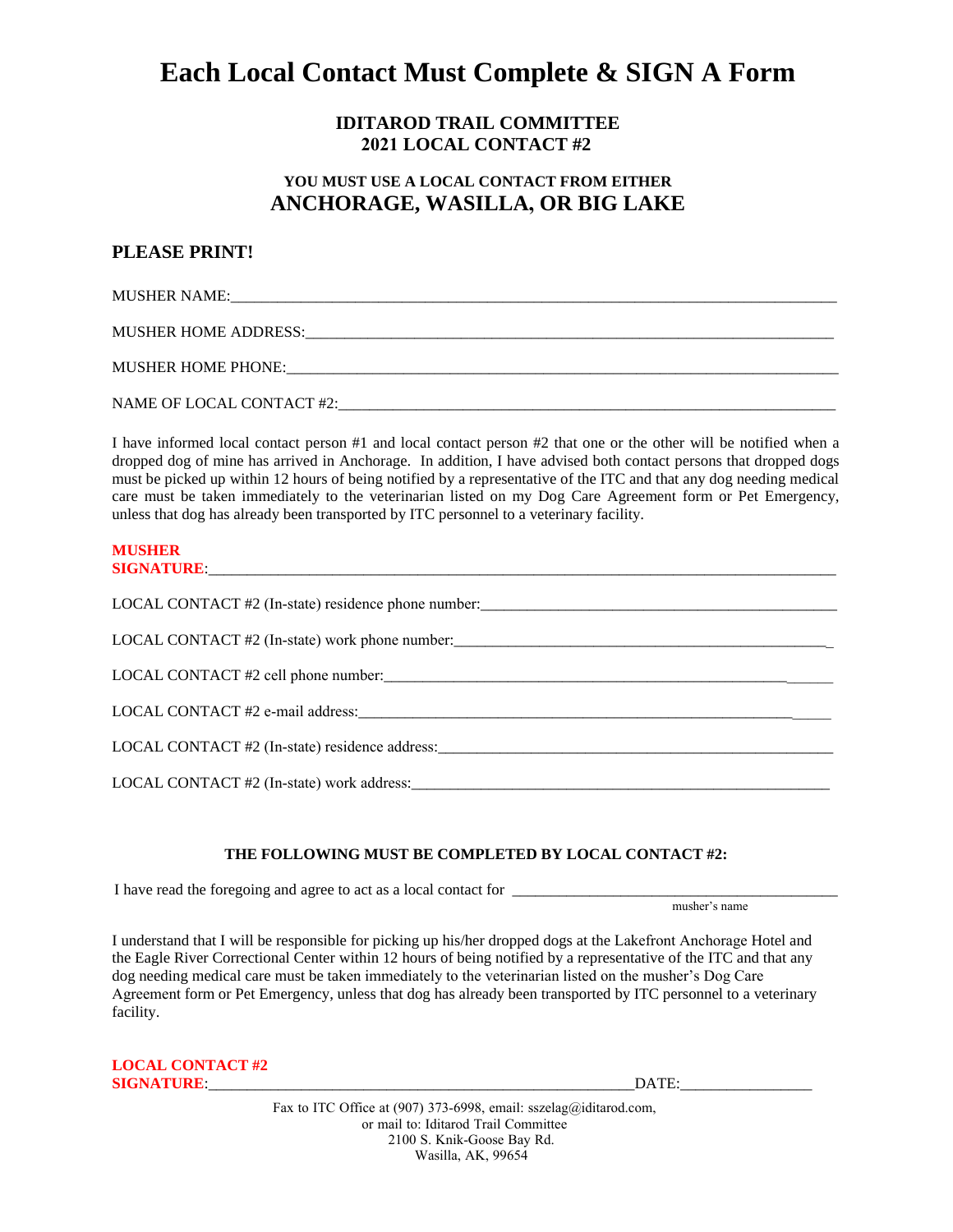# Each Local Contact Must Complete & SIGN A Form

**IDITAROD TRAIL COMMITTEE**
**2021 LOCAL CONTACT #2**

**YOU MUST USE A LOCAL CONTACT FROM EITHER**
**ANCHORAGE, WASILLA, OR BIG LAKE**

**PLEASE PRINT!**

MUSHER NAME:_______________________________________________________________

MUSHER HOME ADDRESS:________________________________________________________

MUSHER HOME PHONE:__________________________________________________________

NAME OF LOCAL CONTACT #2:____________________________________________________

I have informed local contact person #1 and local contact person #2 that one or the other will be notified when a dropped dog of mine has arrived in Anchorage. In addition, I have advised both contact persons that dropped dogs must be picked up within 12 hours of being notified by a representative of the ITC and that any dog needing medical care must be taken immediately to the veterinarian listed on my Dog Care Agreement form or Pet Emergency, unless that dog has already been transported by ITC personnel to a veterinary facility.

**MUSHER SIGNATURE**:______________________________________________________________

LOCAL CONTACT #2 (In-state) residence phone number:___________________________________

LOCAL CONTACT #2 (In-state) work phone number:______________________________________

LOCAL CONTACT #2 cell phone number:_______________________________________________

LOCAL CONTACT #2 e-mail address:_________________________________________________

LOCAL CONTACT #2 (In-state) residence address:_______________________________________

LOCAL CONTACT #2 (In-state) work address:__________________________________________

**THE FOLLOWING MUST BE COMPLETED BY LOCAL CONTACT #2:**

I have read the foregoing and agree to act as a local contact for ________________________________
musher's name

I understand that I will be responsible for picking up his/her dropped dogs at the Lakefront Anchorage Hotel and the Eagle River Correctional Center within 12 hours of being notified by a representative of the ITC and that any dog needing medical care must be taken immediately to the veterinarian listed on the musher's Dog Care Agreement form or Pet Emergency, unless that dog has already been transported by ITC personnel to a veterinary facility.

**LOCAL CONTACT #2 SIGNATURE**:__________________________________________DATE:______________

Fax to ITC Office at (907) 373-6998, email: sszelag@iditarod.com,
or mail to: Iditarod Trail Committee
2100 S. Knik-Goose Bay Rd.
Wasilla, AK, 99654